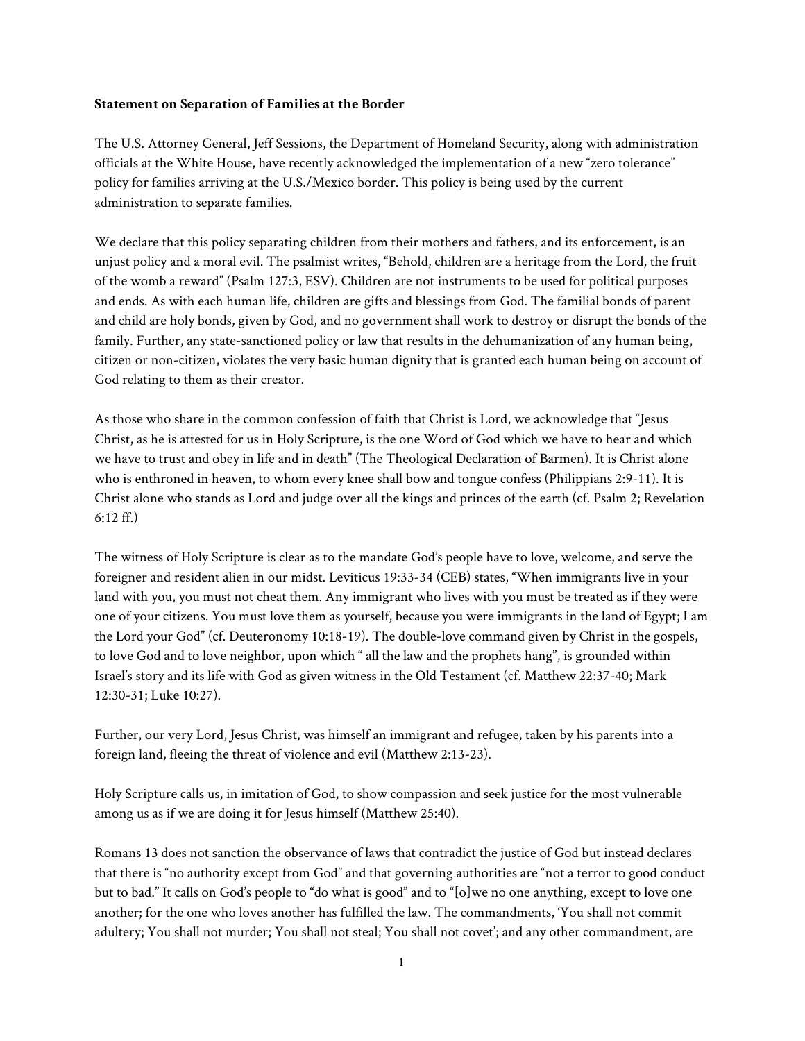**Statement on Separation of Families at the Border**

The U.S. Attorney General, Jeff Sessions, the Department of Homeland Security, along with administration officials at the White House, have recently acknowledged the implementation of a new "zero tolerance" policy for families arriving at the U.S./Mexico border. This policy is being used by the current administration to separate families.

We declare that this policy separating children from their mothers and fathers, and its enforcement, is an unjust policy and a moral evil. The psalmist writes, "Behold, children are a heritage from the Lord, the fruit of the womb a reward" (Psalm 127:3, ESV). Children are not instruments to be used for political purposes and ends. As with each human life, children are gifts and blessings from God. The familial bonds of parent and child are holy bonds, given by God, and no government shall work to destroy or disrupt the bonds of the family. Further, any state-sanctioned policy or law that results in the dehumanization of any human being, citizen or non-citizen, violates the very basic human dignity that is granted each human being on account of God relating to them as their creator.

As those who share in the common confession of faith that Christ is Lord, we acknowledge that "Jesus Christ, as he is attested for us in Holy Scripture, is the one Word of God which we have to hear and which we have to trust and obey in life and in death" (The Theological Declaration of Barmen). It is Christ alone who is enthroned in heaven, to whom every knee shall bow and tongue confess (Philippians 2:9-11). It is Christ alone who stands as Lord and judge over all the kings and princes of the earth (cf. Psalm 2; Revelation 6:12 ff.)

The witness of Holy Scripture is clear as to the mandate God's people have to love, welcome, and serve the foreigner and resident alien in our midst. Leviticus 19:33-34 (CEB) states, "When immigrants live in your land with you, you must not cheat them. Any immigrant who lives with you must be treated as if they were one of your citizens. You must love them as yourself, because you were immigrants in the land of Egypt; I am the Lord your God" (cf. Deuteronomy 10:18-19). The double-love command given by Christ in the gospels, to love God and to love neighbor, upon which " all the law and the prophets hang", is grounded within Israel's story and its life with God as given witness in the Old Testament (cf. Matthew 22:37-40; Mark 12:30-31; Luke 10:27).

Further, our very Lord, Jesus Christ, was himself an immigrant and refugee, taken by his parents into a foreign land, fleeing the threat of violence and evil (Matthew 2:13-23).

Holy Scripture calls us, in imitation of God, to show compassion and seek justice for the most vulnerable among us as if we are doing it for Jesus himself (Matthew 25:40).

Romans 13 does not sanction the observance of laws that contradict the justice of God but instead declares that there is "no authority except from God" and that governing authorities are "not a terror to good conduct but to bad." It calls on God's people to "do what is good" and to "[o]we no one anything, except to love one another; for the one who loves another has fulfilled the law. The commandments, 'You shall not commit adultery; You shall not murder; You shall not steal; You shall not covet'; and any other commandment, are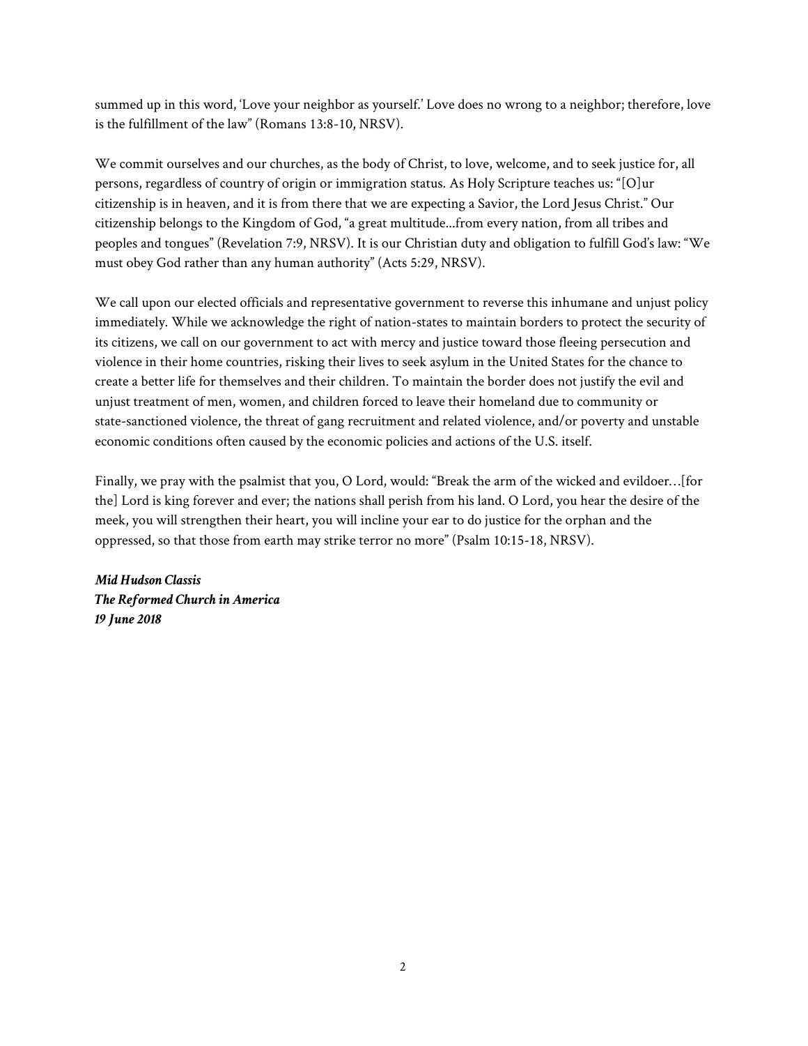summed up in this word, 'Love your neighbor as yourself.' Love does no wrong to a neighbor; therefore, love is the fulfillment of the law" (Romans 13:8-10, NRSV).

We commit ourselves and our churches, as the body of Christ, to love, welcome, and to seek justice for, all persons, regardless of country of origin or immigration status. As Holy Scripture teaches us: "[O]ur citizenship is in heaven, and it is from there that we are expecting a Savior, the Lord Jesus Christ." Our citizenship belongs to the Kingdom of God, "a great multitude...from every nation, from all tribes and peoples and tongues" (Revelation 7:9, NRSV). It is our Christian duty and obligation to fulfill God's law: "We must obey God rather than any human authority" (Acts 5:29, NRSV).

We call upon our elected officials and representative government to reverse this inhumane and unjust policy immediately. While we acknowledge the right of nation-states to maintain borders to protect the security of its citizens, we call on our government to act with mercy and justice toward those fleeing persecution and violence in their home countries, risking their lives to seek asylum in the United States for the chance to create a better life for themselves and their children. To maintain the border does not justify the evil and unjust treatment of men, women, and children forced to leave their homeland due to community or state-sanctioned violence, the threat of gang recruitment and related violence, and/or poverty and unstable economic conditions often caused by the economic policies and actions of the U.S. itself.

Finally, we pray with the psalmist that you, O Lord, would: "Break the arm of the wicked and evildoer…[for the] Lord is king forever and ever; the nations shall perish from his land. O Lord, you hear the desire of the meek, you will strengthen their heart, you will incline your ear to do justice for the orphan and the oppressed, so that those from earth may strike terror no more" (Psalm 10:15-18, NRSV).

***Mid Hudson Classis***
***The Reformed Church in America***
***19 June 2018***